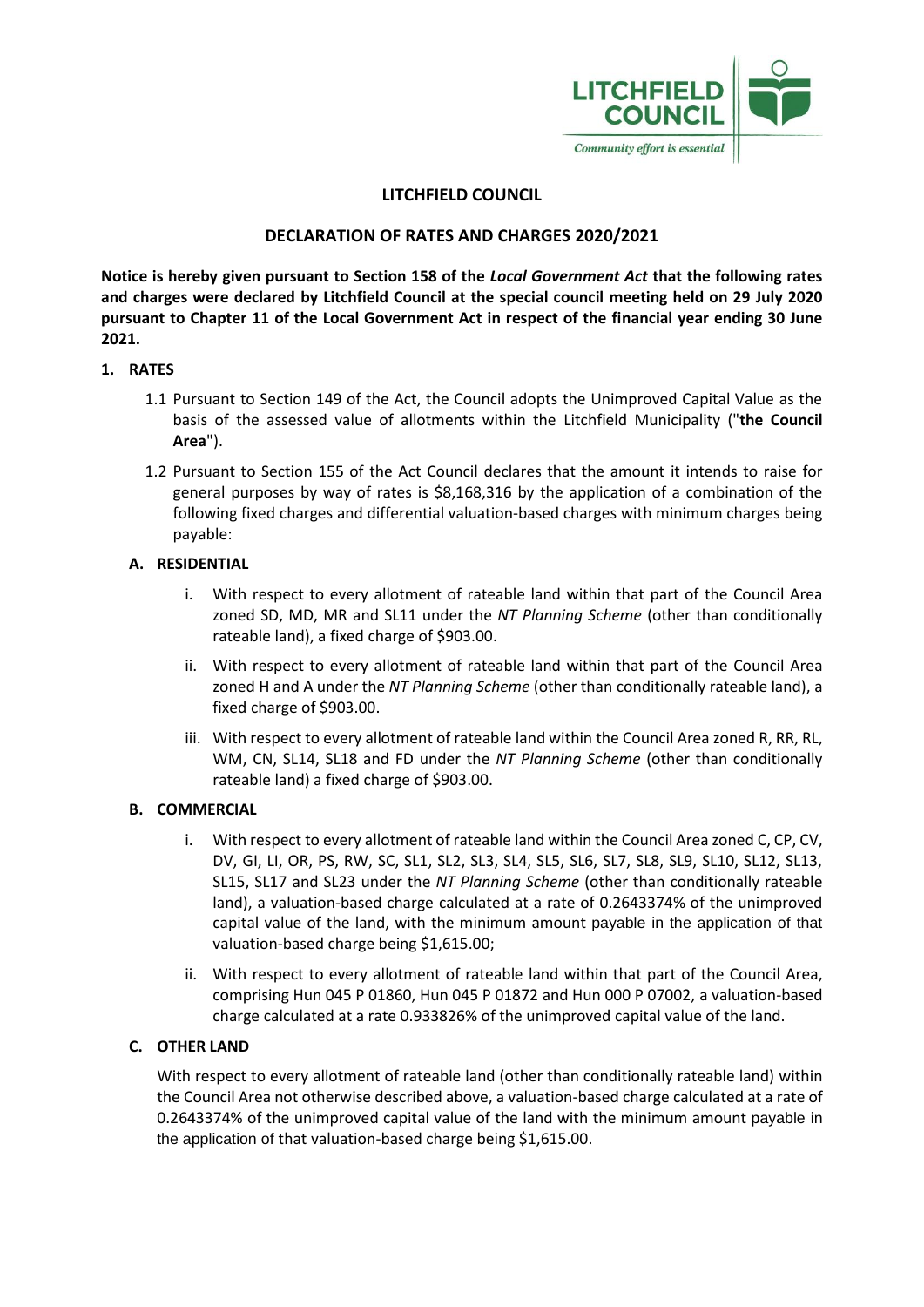# LITCHFIELD COUNCIL

## DECLARATION OF RATES AND CHARGES 2020/2021

**Notice is hereby given pursuant to Section 158 of the *Local Government Act* that the following rates and charges were declared by Litchfield Council at the special council meeting held on 29 July 2020 pursuant to Chapter 11 of the Local Government Act in respect of the financial year ending 30 June 2021.**

**1. RATES**

1.1 Pursuant to Section 149 of the Act, the Council adopts the Unimproved Capital Value as the basis of the assessed value of allotments within the Litchfield Municipality ("**the Council Area**").

1.2 Pursuant to Section 155 of the Act Council declares that the amount it intends to raise for general purposes by way of rates is $8,168,316 by the application of a combination of the following fixed charges and differential valuation-based charges with minimum charges being payable:

**A. RESIDENTIAL**

i. With respect to every allotment of rateable land within that part of the Council Area zoned SD, MD, MR and SL11 under the *NT Planning Scheme* (other than conditionally rateable land), a fixed charge of $903.00.

ii. With respect to every allotment of rateable land within that part of the Council Area zoned H and A under the *NT Planning Scheme* (other than conditionally rateable land), a fixed charge of $903.00.

iii. With respect to every allotment of rateable land within the Council Area zoned R, RR, RL, WM, CN, SL14, SL18 and FD under the *NT Planning Scheme* (other than conditionally rateable land) a fixed charge of $903.00.

**B. COMMERCIAL**

i. With respect to every allotment of rateable land within the Council Area zoned C, CP, CV, DV, GI, LI, OR, PS, RW, SC, SL1, SL2, SL3, SL4, SL5, SL6, SL7, SL8, SL9, SL10, SL12, SL13, SL15, SL17 and SL23 under the *NT Planning Scheme* (other than conditionally rateable land), a valuation-based charge calculated at a rate of 0.2643374% of the unimproved capital value of the land, with the minimum amount payable in the application of that valuation-based charge being $1,615.00;

ii. With respect to every allotment of rateable land within that part of the Council Area, comprising Hun 045 P 01860, Hun 045 P 01872 and Hun 000 P 07002, a valuation-based charge calculated at a rate 0.933826% of the unimproved capital value of the land.

**C. OTHER LAND**

With respect to every allotment of rateable land (other than conditionally rateable land) within the Council Area not otherwise described above, a valuation-based charge calculated at a rate of 0.2643374% of the unimproved capital value of the land with the minimum amount payable in the application of that valuation-based charge being $1,615.00.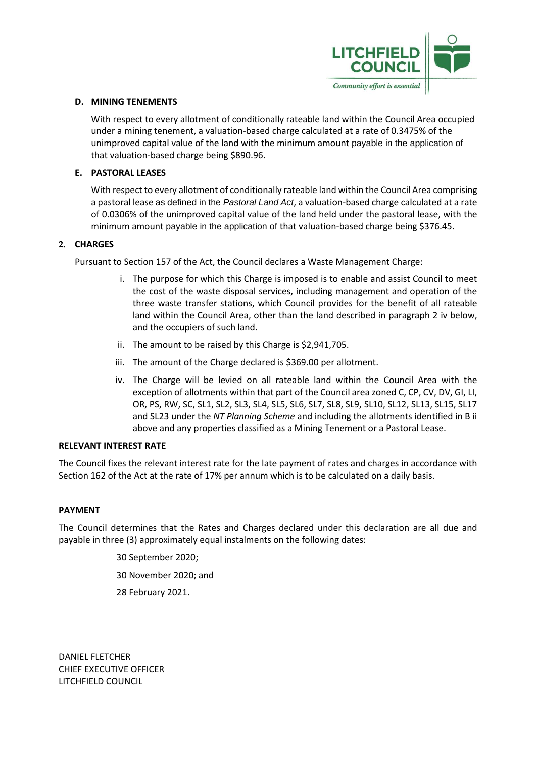### D. MINING TENEMENTS

With respect to every allotment of conditionally rateable land within the Council Area occupied under a mining tenement, a valuation-based charge calculated at a rate of 0.3475% of the unimproved capital value of the land with the minimum amount payable in the application of that valuation-based charge being $890.96.

### E. PASTORAL LEASES

With respect to every allotment of conditionally rateable land within the Council Area comprising a pastoral lease as defined in the *Pastoral Land Act*, a valuation-based charge calculated at a rate of 0.0306% of the unimproved capital value of the land held under the pastoral lease, with the minimum amount payable in the application of that valuation-based charge being $376.45.

## 2. CHARGES

Pursuant to Section 157 of the Act, the Council declares a Waste Management Charge:

i. The purpose for which this Charge is imposed is to enable and assist Council to meet the cost of the waste disposal services, including management and operation of the three waste transfer stations, which Council provides for the benefit of all rateable land within the Council Area, other than the land described in paragraph 2 iv below, and the occupiers of such land.

ii. The amount to be raised by this Charge is $2,941,705.

iii. The amount of the Charge declared is $369.00 per allotment.

iv. The Charge will be levied on all rateable land within the Council Area with the exception of allotments within that part of the Council area zoned C, CP, CV, DV, GI, LI, OR, PS, RW, SC, SL1, SL2, SL3, SL4, SL5, SL6, SL7, SL8, SL9, SL10, SL12, SL13, SL15, SL17 and SL23 under the *NT Planning Scheme* and including the allotments identified in B ii above and any properties classified as a Mining Tenement or a Pastoral Lease.

## RELEVANT INTEREST RATE

The Council fixes the relevant interest rate for the late payment of rates and charges in accordance with Section 162 of the Act at the rate of 17% per annum which is to be calculated on a daily basis.

## PAYMENT

The Council determines that the Rates and Charges declared under this declaration are all due and payable in three (3) approximately equal instalments on the following dates:

30 September 2020;

30 November 2020; and

28 February 2021.

DANIEL FLETCHER
CHIEF EXECUTIVE OFFICER
LITCHFIELD COUNCIL